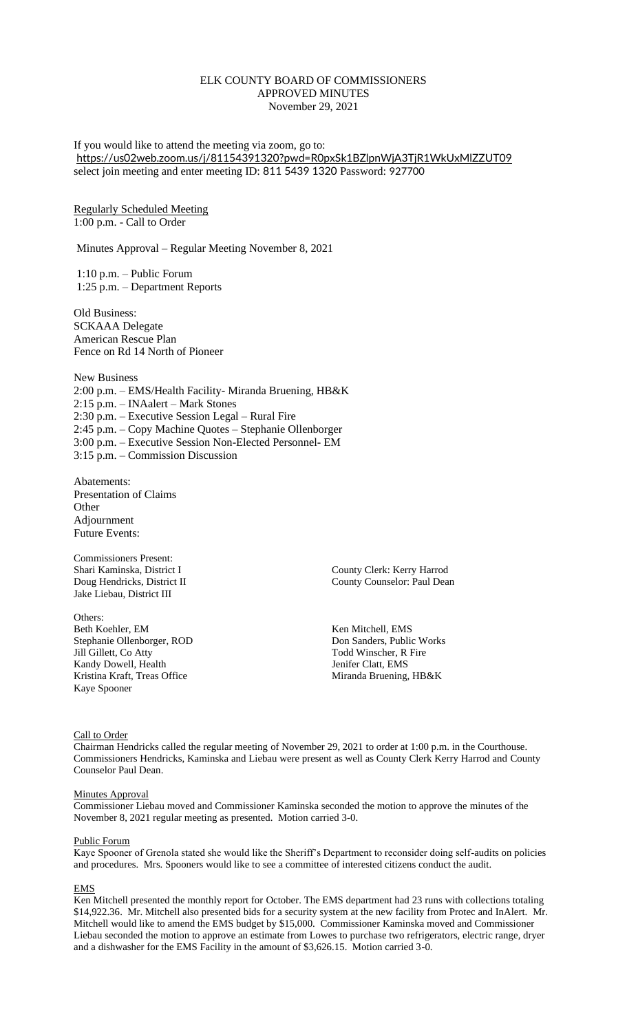ELK COUNTY BOARD OF COMMISSIONERS
APPROVED MINUTES
November 29, 2021

If you would like to attend the meeting via zoom, go to:
https://us02web.zoom.us/j/81154391320?pwd=R0pxSk1BZlpnWjA3TjR1WkUxMlZZUT09
select join meeting and enter meeting ID: 811 5439 1320 Password: 927700

Regularly Scheduled Meeting
1:00 p.m. - Call to Order

Minutes Approval – Regular Meeting November 8, 2021

1:10 p.m. – Public Forum
1:25 p.m. – Department Reports

Old Business:
SCKAAA Delegate
American Rescue Plan
Fence on Rd 14 North of Pioneer

New Business
2:00 p.m. – EMS/Health Facility- Miranda Bruening, HB&K
2:15 p.m. – INAalert – Mark Stones
2:30 p.m. – Executive Session Legal – Rural Fire
2:45 p.m. – Copy Machine Quotes – Stephanie Ollenborger
3:00 p.m. – Executive Session Non-Elected Personnel- EM
3:15 p.m. – Commission Discussion

Abatements:
Presentation of Claims
Other
Adjournment
Future Events:

Commissioners Present:
Shari Kaminska, District I
Doug Hendricks, District II
Jake Liebau, District III

County Clerk: Kerry Harrod
County Counselor: Paul Dean

Others:
Beth Koehler, EM
Stephanie Ollenborger, ROD
Jill Gillett, Co Atty
Kandy Dowell, Health
Kristina Kraft, Treas Office
Kaye Spooner
Ken Mitchell, EMS
Don Sanders, Public Works
Todd Winscher, R Fire
Jenifer Clatt, EMS
Miranda Bruening, HB&K

Call to Order
Chairman Hendricks called the regular meeting of November 29, 2021 to order at 1:00 p.m. in the Courthouse. Commissioners Hendricks, Kaminska and Liebau were present as well as County Clerk Kerry Harrod and County Counselor Paul Dean.

Minutes Approval
Commissioner Liebau moved and Commissioner Kaminska seconded the motion to approve the minutes of the November 8, 2021 regular meeting as presented. Motion carried 3-0.

Public Forum
Kaye Spooner of Grenola stated she would like the Sheriff's Department to reconsider doing self-audits on policies and procedures. Mrs. Spooners would like to see a committee of interested citizens conduct the audit.

EMS
Ken Mitchell presented the monthly report for October. The EMS department had 23 runs with collections totaling $14,922.36. Mr. Mitchell also presented bids for a security system at the new facility from Protec and InAlert. Mr. Mitchell would like to amend the EMS budget by $15,000. Commissioner Kaminska moved and Commissioner Liebau seconded the motion to approve an estimate from Lowes to purchase two refrigerators, electric range, dryer and a dishwasher for the EMS Facility in the amount of $3,626.15. Motion carried 3-0.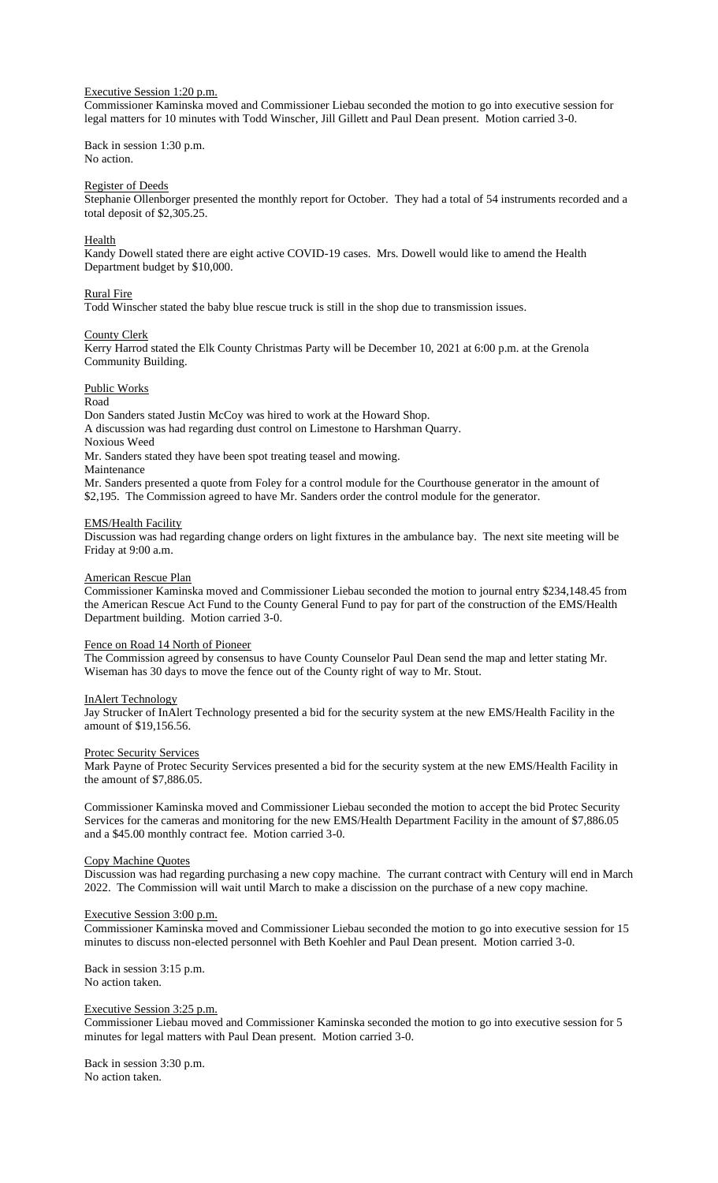Executive Session 1:20 p.m.

Commissioner Kaminska moved and Commissioner Liebau seconded the motion to go into executive session for legal matters for 10 minutes with Todd Winscher, Jill Gillett and Paul Dean present. Motion carried 3-0.

Back in session 1:30 p.m.
No action.

Register of Deeds

Stephanie Ollenborger presented the monthly report for October. They had a total of 54 instruments recorded and a total deposit of $2,305.25.

Health

Kandy Dowell stated there are eight active COVID-19 cases. Mrs. Dowell would like to amend the Health Department budget by $10,000.

Rural Fire

Todd Winscher stated the baby blue rescue truck is still in the shop due to transmission issues.

County Clerk

Kerry Harrod stated the Elk County Christmas Party will be December 10, 2021 at 6:00 p.m. at the Grenola Community Building.

Public Works

Road

Don Sanders stated Justin McCoy was hired to work at the Howard Shop.

A discussion was had regarding dust control on Limestone to Harshman Quarry.

Noxious Weed

Mr. Sanders stated they have been spot treating teasel and mowing.

Maintenance

Mr. Sanders presented a quote from Foley for a control module for the Courthouse generator in the amount of $2,195. The Commission agreed to have Mr. Sanders order the control module for the generator.

EMS/Health Facility

Discussion was had regarding change orders on light fixtures in the ambulance bay. The next site meeting will be Friday at 9:00 a.m.

American Rescue Plan

Commissioner Kaminska moved and Commissioner Liebau seconded the motion to journal entry $234,148.45 from the American Rescue Act Fund to the County General Fund to pay for part of the construction of the EMS/Health Department building. Motion carried 3-0.

Fence on Road 14 North of Pioneer

The Commission agreed by consensus to have County Counselor Paul Dean send the map and letter stating Mr. Wiseman has 30 days to move the fence out of the County right of way to Mr. Stout.

InAlert Technology

Jay Strucker of InAlert Technology presented a bid for the security system at the new EMS/Health Facility in the amount of $19,156.56.

Protec Security Services

Mark Payne of Protec Security Services presented a bid for the security system at the new EMS/Health Facility in the amount of $7,886.05.

Commissioner Kaminska moved and Commissioner Liebau seconded the motion to accept the bid Protec Security Services for the cameras and monitoring for the new EMS/Health Department Facility in the amount of $7,886.05 and a $45.00 monthly contract fee. Motion carried 3-0.

Copy Machine Quotes

Discussion was had regarding purchasing a new copy machine. The currant contract with Century will end in March 2022. The Commission will wait until March to make a discission on the purchase of a new copy machine.

Executive Session 3:00 p.m.

Commissioner Kaminska moved and Commissioner Liebau seconded the motion to go into executive session for 15 minutes to discuss non-elected personnel with Beth Koehler and Paul Dean present. Motion carried 3-0.

Back in session 3:15 p.m.
No action taken.

Executive Session 3:25 p.m.

Commissioner Liebau moved and Commissioner Kaminska seconded the motion to go into executive session for 5 minutes for legal matters with Paul Dean present. Motion carried 3-0.

Back in session 3:30 p.m.
No action taken.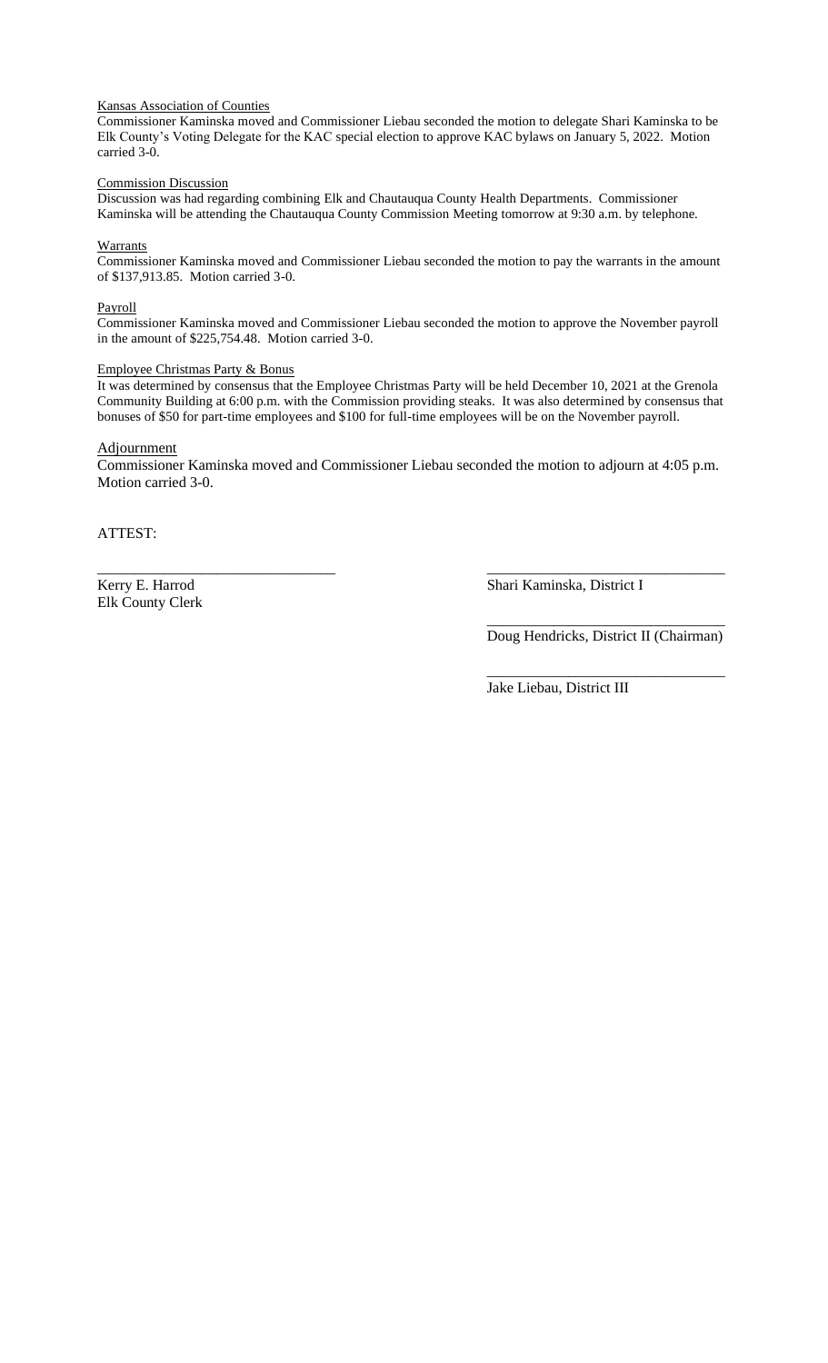Kansas Association of Counties

Commissioner Kaminska moved and Commissioner Liebau seconded the motion to delegate Shari Kaminska to be Elk County's Voting Delegate for the KAC special election to approve KAC bylaws on January 5, 2022. Motion carried 3-0.

Commission Discussion

Discussion was had regarding combining Elk and Chautauqua County Health Departments. Commissioner Kaminska will be attending the Chautauqua County Commission Meeting tomorrow at 9:30 a.m. by telephone.

Warrants

Commissioner Kaminska moved and Commissioner Liebau seconded the motion to pay the warrants in the amount of $137,913.85. Motion carried 3-0.

Payroll

Commissioner Kaminska moved and Commissioner Liebau seconded the motion to approve the November payroll in the amount of $225,754.48. Motion carried 3-0.

Employee Christmas Party & Bonus

It was determined by consensus that the Employee Christmas Party will be held December 10, 2021 at the Grenola Community Building at 6:00 p.m. with the Commission providing steaks. It was also determined by consensus that bonuses of $50 for part-time employees and $100 for full-time employees will be on the November payroll.

Adjournment

Commissioner Kaminska moved and Commissioner Liebau seconded the motion to adjourn at 4:05 p.m. Motion carried 3-0.

ATTEST:

\_\_\_\_\_\_\_\_\_\_\_\_\_\_\_\_\_\_\_\_\_\_\_\_\_\_\_\_\_\_\_\_
Kerry E. Harrod
Elk County Clerk

\_\_\_\_\_\_\_\_\_\_\_\_\_\_\_\_\_\_\_\_\_\_\_\_\_\_\_\_\_\_\_\_
Shari Kaminska, District I

\_\_\_\_\_\_\_\_\_\_\_\_\_\_\_\_\_\_\_\_\_\_\_\_\_\_\_\_\_\_\_\_
Doug Hendricks, District II (Chairman)

\_\_\_\_\_\_\_\_\_\_\_\_\_\_\_\_\_\_\_\_\_\_\_\_\_\_\_\_\_\_\_\_
Jake Liebau, District III